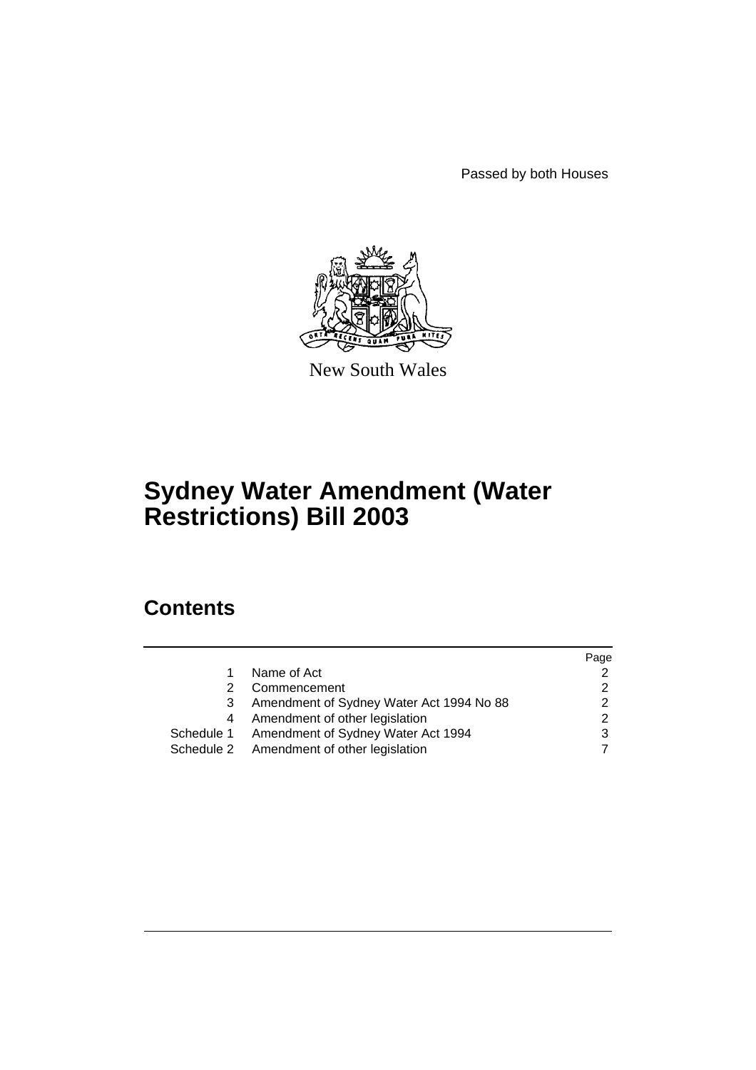Passed by both Houses

New South Wales

# Sydney Water Amendment (Water Restrictions) Bill 2003

## Contents

| | | Page |
|---|---|---|
| 1 | Name of Act | 2 |
| 2 | Commencement | 2 |
| 3 | Amendment of Sydney Water Act 1994 No 88 | 2 |
| 4 | Amendment of other legislation | 2 |
| Schedule 1 | Amendment of Sydney Water Act 1994 | 3 |
| Schedule 2 | Amendment of other legislation | 7 |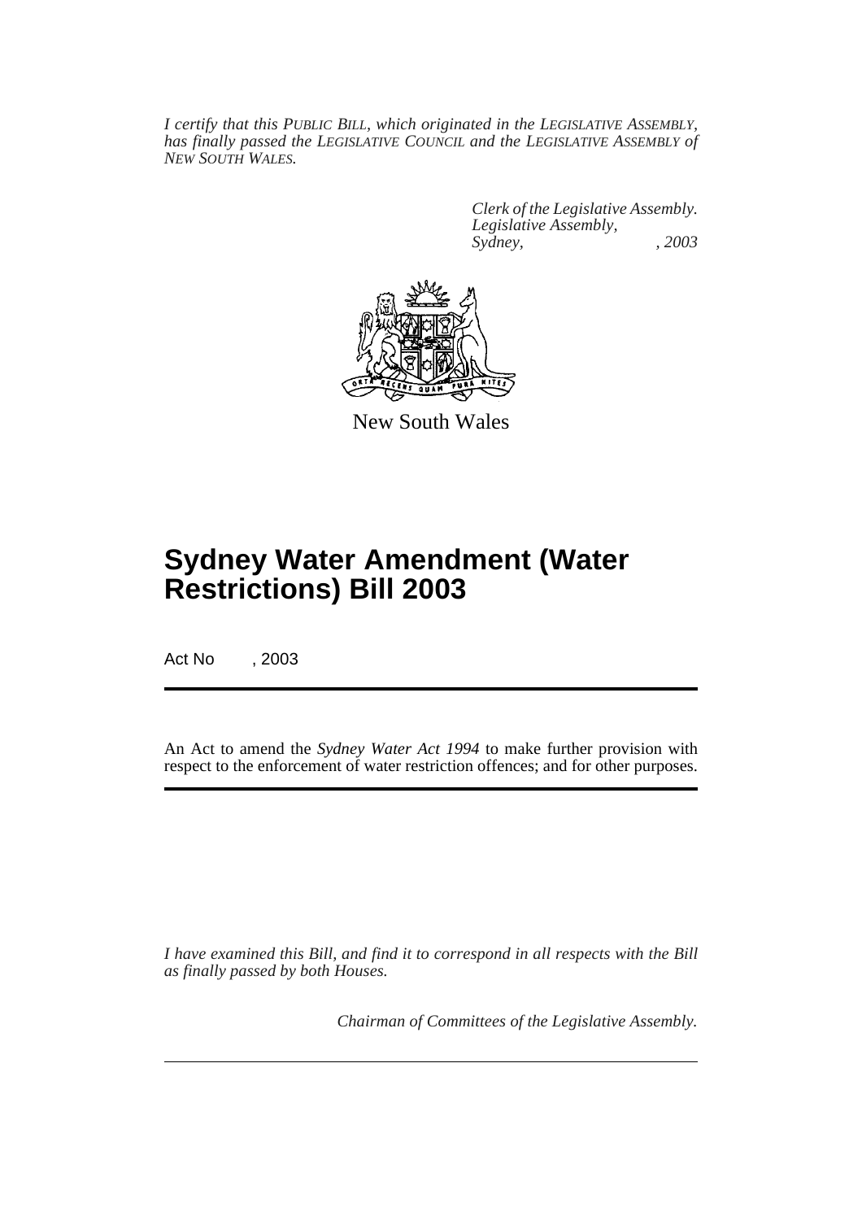*I certify that this PUBLIC BILL, which originated in the LEGISLATIVE ASSEMBLY, has finally passed the LEGISLATIVE COUNCIL and the LEGISLATIVE ASSEMBLY of NEW SOUTH WALES.*

*Clerk of the Legislative Assembly.*
*Legislative Assembly,*
*Sydney, , 2003*

New South Wales

# Sydney Water Amendment (Water Restrictions) Bill 2003

Act No , 2003

An Act to amend the *Sydney Water Act 1994* to make further provision with respect to the enforcement of water restriction offences; and for other purposes.

*I have examined this Bill, and find it to correspond in all respects with the Bill as finally passed by both Houses.*

*Chairman of Committees of the Legislative Assembly.*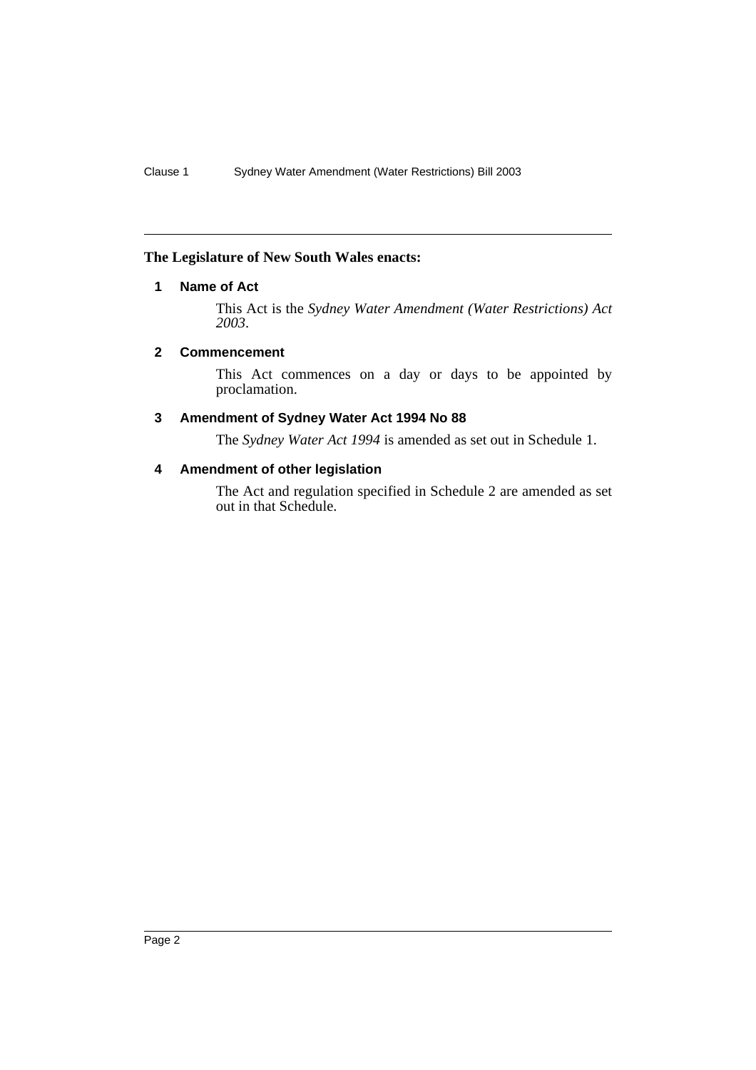**The Legislature of New South Wales enacts:**

## 1 Name of Act

This Act is the *Sydney Water Amendment (Water Restrictions) Act 2003*.

## 2 Commencement

This Act commences on a day or days to be appointed by proclamation.

## 3 Amendment of Sydney Water Act 1994 No 88

The *Sydney Water Act 1994* is amended as set out in Schedule 1.

## 4 Amendment of other legislation

The Act and regulation specified in Schedule 2 are amended as set out in that Schedule.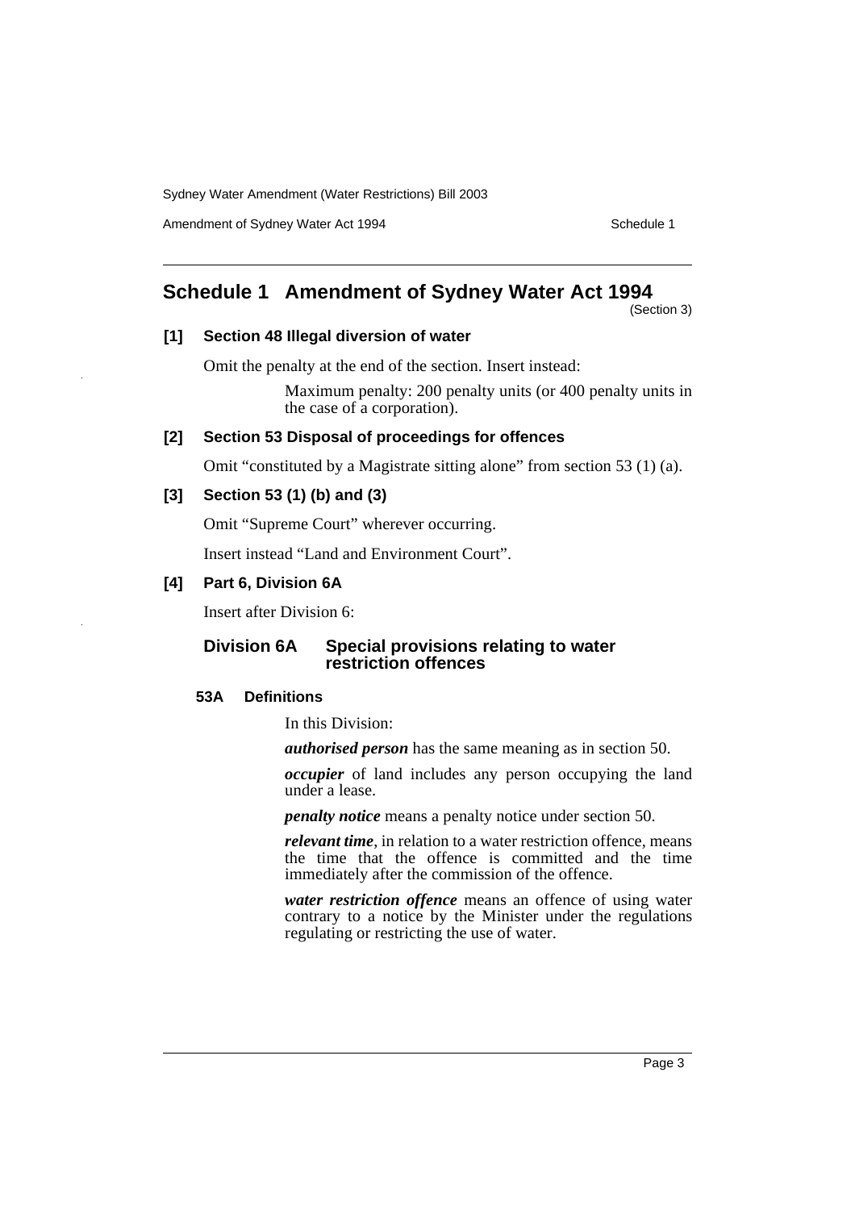## Schedule 1 Amendment of Sydney Water Act 1994

(Section 3)

**[1] Section 48 Illegal diversion of water**

Omit the penalty at the end of the section. Insert instead:

Maximum penalty: 200 penalty units (or 400 penalty units in the case of a corporation).

**[2] Section 53 Disposal of proceedings for offences**

Omit "constituted by a Magistrate sitting alone" from section 53 (1) (a).

**[3] Section 53 (1) (b) and (3)**

Omit "Supreme Court" wherever occurring.

Insert instead "Land and Environment Court".

**[4] Part 6, Division 6A**

Insert after Division 6:

### Division 6A Special provisions relating to water restriction offences

**53A Definitions**

In this Division:

***authorised person*** has the same meaning as in section 50.

***occupier*** of land includes any person occupying the land under a lease.

***penalty notice*** means a penalty notice under section 50.

***relevant time***, in relation to a water restriction offence, means the time that the offence is committed and the time immediately after the commission of the offence.

***water restriction offence*** means an offence of using water contrary to a notice by the Minister under the regulations regulating or restricting the use of water.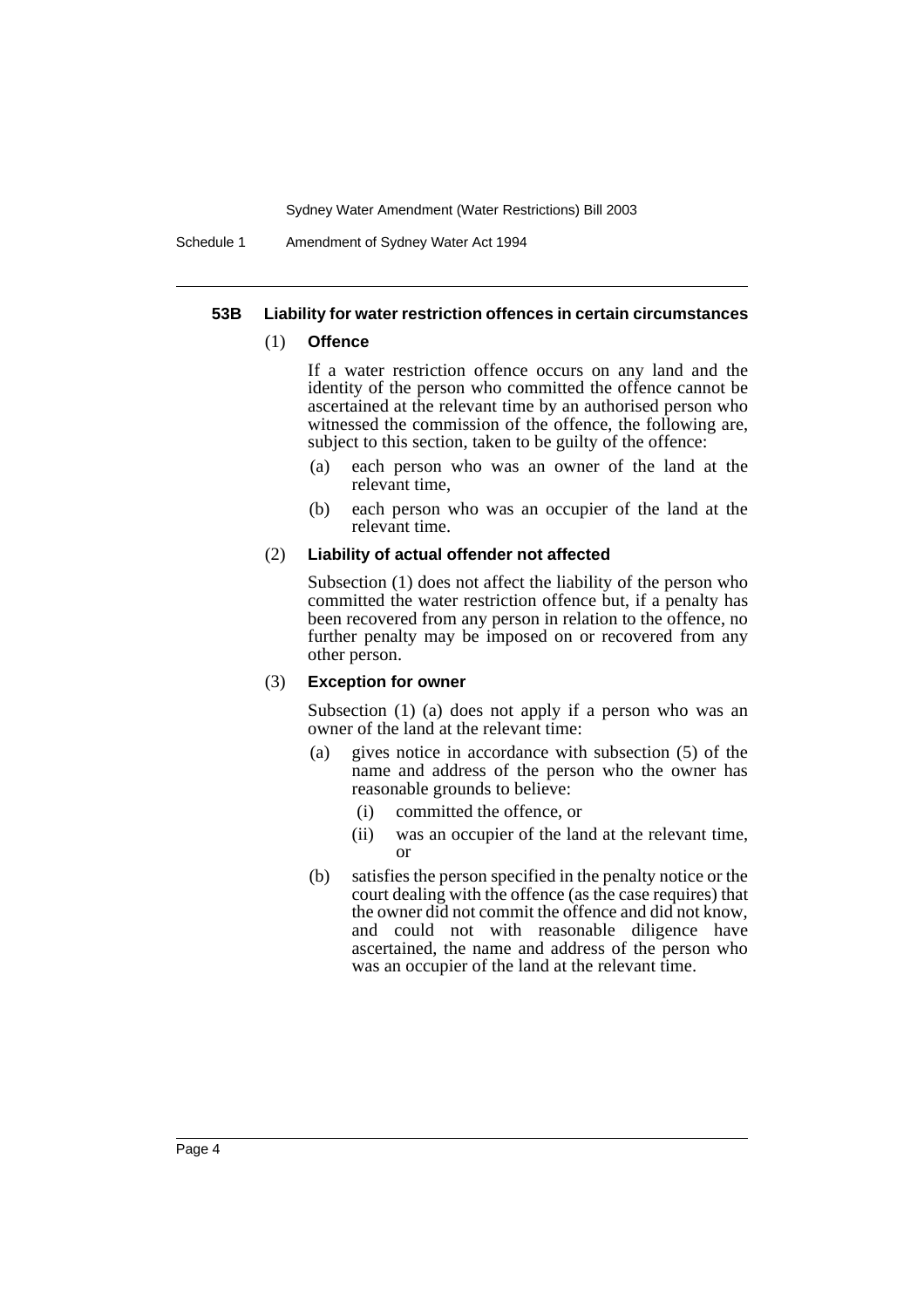### 53B Liability for water restriction offences in certain circumstances

(1) **Offence**

If a water restriction offence occurs on any land and the identity of the person who committed the offence cannot be ascertained at the relevant time by an authorised person who witnessed the commission of the offence, the following are, subject to this section, taken to be guilty of the offence:

- (a) each person who was an owner of the land at the relevant time,
- (b) each person who was an occupier of the land at the relevant time.

(2) **Liability of actual offender not affected**

Subsection (1) does not affect the liability of the person who committed the water restriction offence but, if a penalty has been recovered from any person in relation to the offence, no further penalty may be imposed on or recovered from any other person.

(3) **Exception for owner**

Subsection (1) (a) does not apply if a person who was an owner of the land at the relevant time:

- (a) gives notice in accordance with subsection (5) of the name and address of the person who the owner has reasonable grounds to believe:
  - (i) committed the offence, or
  - (ii) was an occupier of the land at the relevant time, or
- (b) satisfies the person specified in the penalty notice or the court dealing with the offence (as the case requires) that the owner did not commit the offence and did not know, and could not with reasonable diligence have ascertained, the name and address of the person who was an occupier of the land at the relevant time.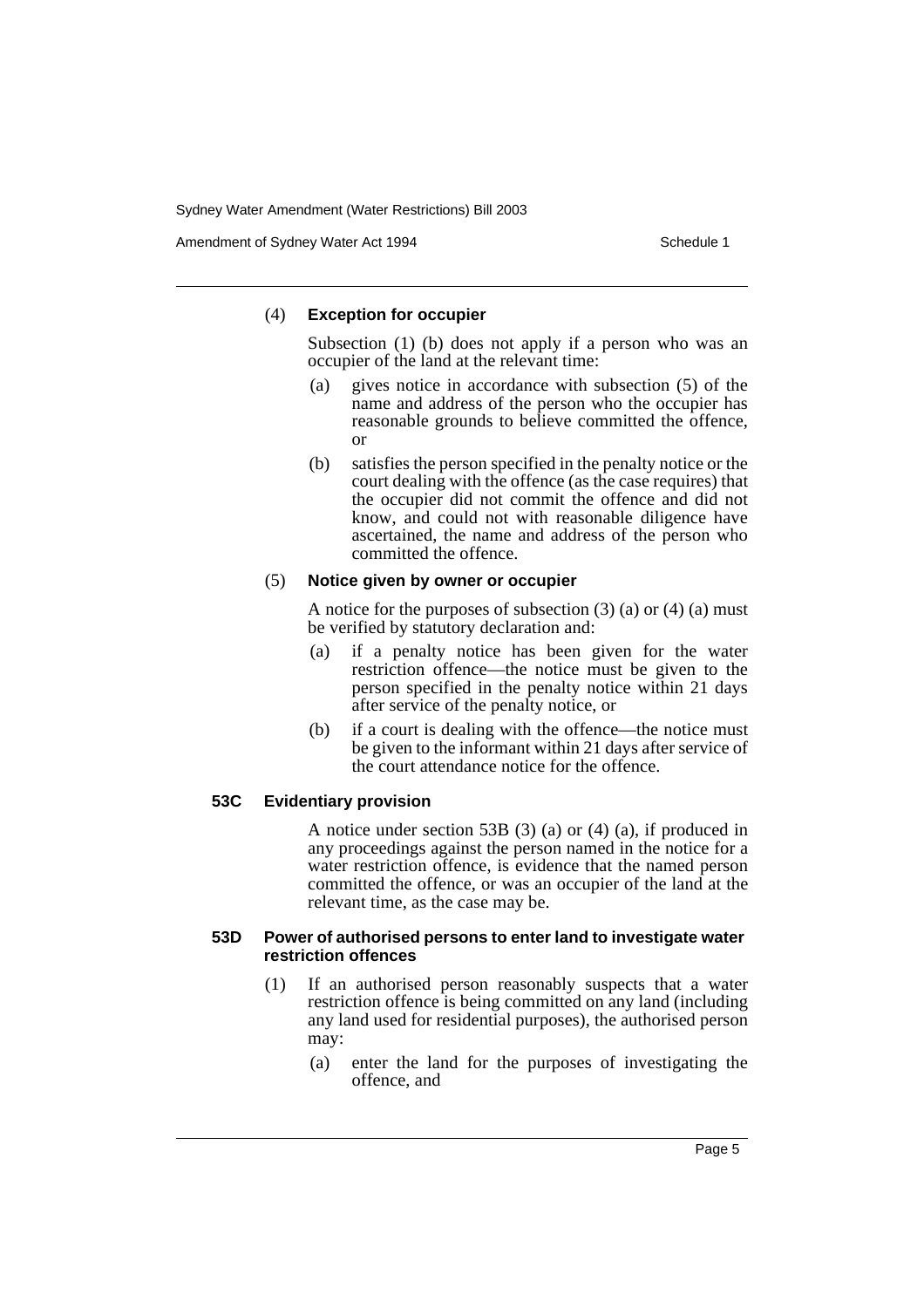(4) **Exception for occupier**

Subsection (1) (b) does not apply if a person who was an occupier of the land at the relevant time:

(a) gives notice in accordance with subsection (5) of the name and address of the person who the occupier has reasonable grounds to believe committed the offence, or

(b) satisfies the person specified in the penalty notice or the court dealing with the offence (as the case requires) that the occupier did not commit the offence and did not know, and could not with reasonable diligence have ascertained, the name and address of the person who committed the offence.

(5) **Notice given by owner or occupier**

A notice for the purposes of subsection (3) (a) or (4) (a) must be verified by statutory declaration and:

(a) if a penalty notice has been given for the water restriction offence—the notice must be given to the person specified in the penalty notice within 21 days after service of the penalty notice, or

(b) if a court is dealing with the offence—the notice must be given to the informant within 21 days after service of the court attendance notice for the offence.

**53C Evidentiary provision**

A notice under section 53B (3) (a) or (4) (a), if produced in any proceedings against the person named in the notice for a water restriction offence, is evidence that the named person committed the offence, or was an occupier of the land at the relevant time, as the case may be.

**53D Power of authorised persons to enter land to investigate water restriction offences**

(1) If an authorised person reasonably suspects that a water restriction offence is being committed on any land (including any land used for residential purposes), the authorised person may:

(a) enter the land for the purposes of investigating the offence, and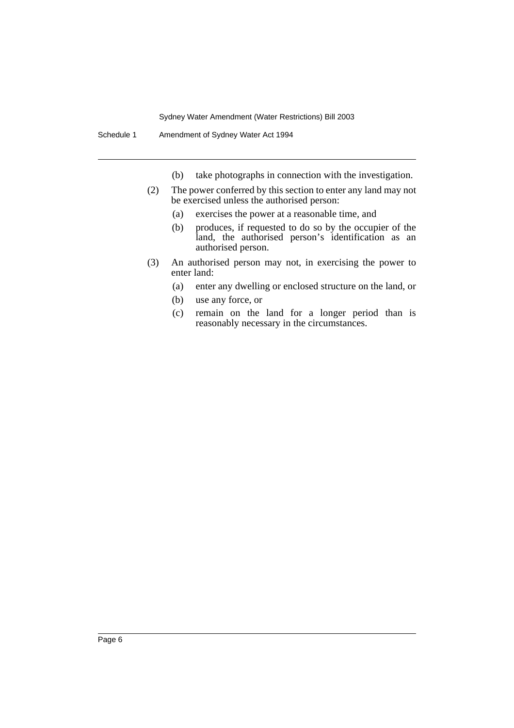(b) take photographs in connection with the investigation.

(2) The power conferred by this section to enter any land may not be exercised unless the authorised person:

(a) exercises the power at a reasonable time, and

(b) produces, if requested to do so by the occupier of the land, the authorised person's identification as an authorised person.

(3) An authorised person may not, in exercising the power to enter land:

(a) enter any dwelling or enclosed structure on the land, or

(b) use any force, or

(c) remain on the land for a longer period than is reasonably necessary in the circumstances.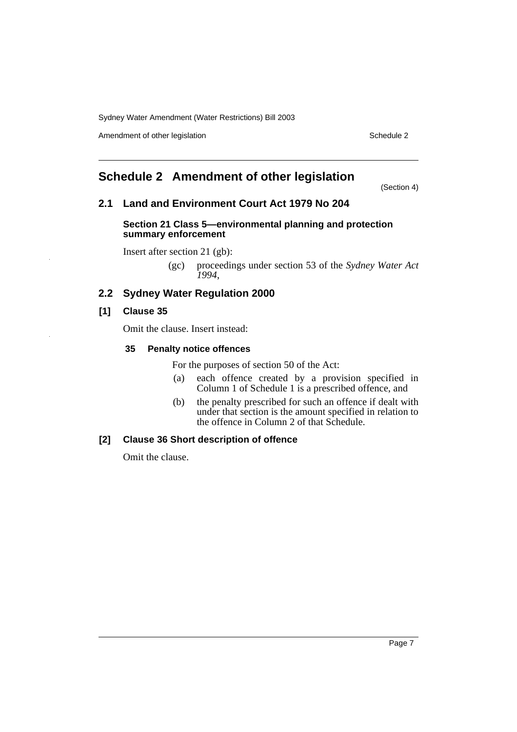# Schedule 2 Amendment of other legislation

(Section 4)

## 2.1 Land and Environment Court Act 1979 No 204

### Section 21 Class 5—environmental planning and protection summary enforcement

Insert after section 21 (gb):

> (gc) proceedings under section 53 of the *Sydney Water Act 1994*,

## 2.2 Sydney Water Regulation 2000

### [1] Clause 35

Omit the clause. Insert instead:

> **35 Penalty notice offences**
>
> For the purposes of section 50 of the Act:
>
> (a) each offence created by a provision specified in Column 1 of Schedule 1 is a prescribed offence, and
>
> (b) the penalty prescribed for such an offence if dealt with under that section is the amount specified in relation to the offence in Column 2 of that Schedule.

### [2] Clause 36 Short description of offence

Omit the clause.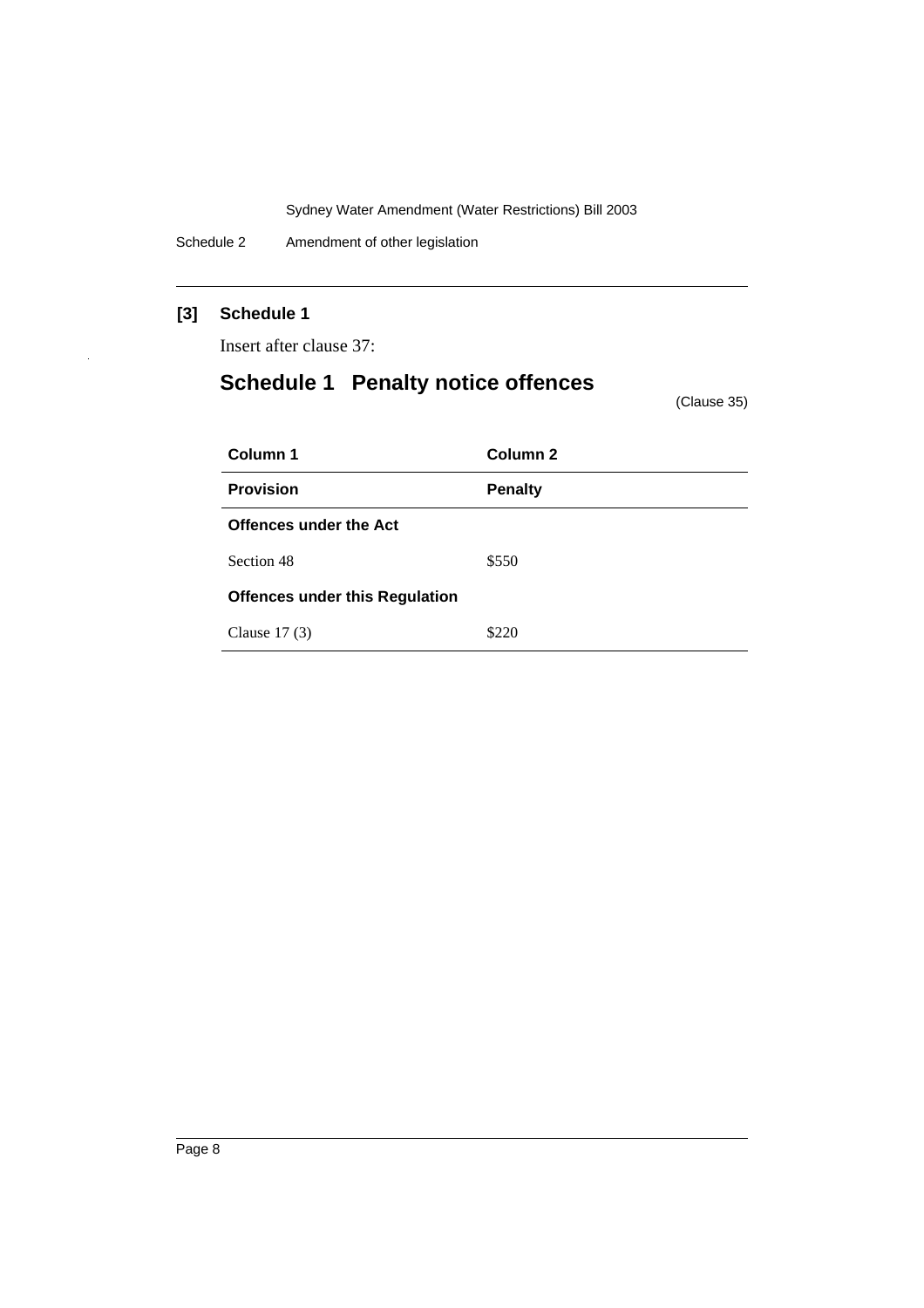**[3] Schedule 1**

Insert after clause 37:

## Schedule 1 Penalty notice offences

(Clause 35)

| Column 1 | Column 2 |
|---|---|
| **Provision** | **Penalty** |
| **Offences under the Act** | |
| Section 48 | $550 |
| **Offences under this Regulation** | |
| Clause 17 (3) | $220 |